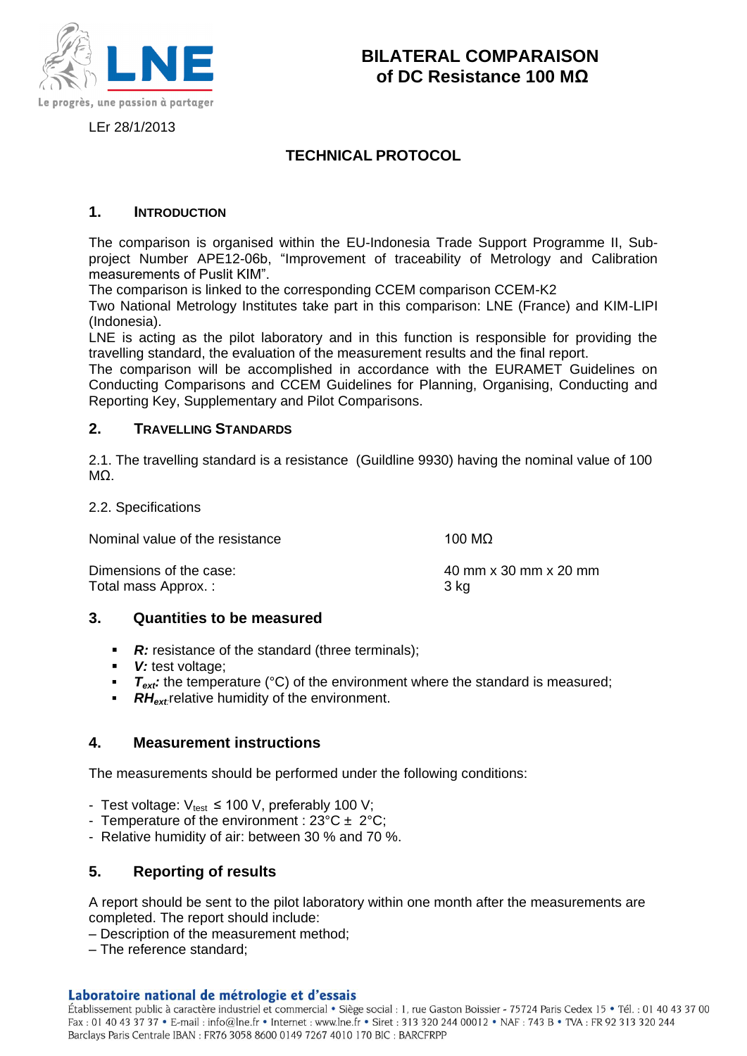# BILATERAL COMPARAISON of DC Resistance 100 MΩ

LEr 28/1/2013

## TECHNICAL PROTOCOL

### 1. INTRODUCTION

The comparison is organised within the EU-Indonesia Trade Support Programme II, Sub-project Number APE12-06b, "Improvement of traceability of Metrology and Calibration measurements of Puslit KIM".
The comparison is linked to the corresponding CCEM comparison CCEM-K2
Two National Metrology Institutes take part in this comparison: LNE (France) and KIM-LIPI (Indonesia).
LNE is acting as the pilot laboratory and in this function is responsible for providing the travelling standard, the evaluation of the measurement results and the final report.
The comparison will be accomplished in accordance with the EURAMET Guidelines on Conducting Comparisons and CCEM Guidelines for Planning, Organising, Conducting and Reporting Key, Supplementary and Pilot Comparisons.

### 2. TRAVELLING STANDARDS

2.1. The travelling standard is a resistance (Guildline 9930) having the nominal value of 100 MΩ.

2.2. Specifications

| | |
|---|---|
| Nominal value of the resistance | 100 MΩ |
| Dimensions of the case: | 40 mm x 30 mm x 20 mm |
| Total mass Approx. : | 3 kg |

### 3. Quantities to be measured

- ***R:*** resistance of the standard (three terminals);
- ***V:*** test voltage;
- $T_{ext}$: the temperature (°C) of the environment where the standard is measured;
- $RH_{ext}$ relative humidity of the environment.

### 4. Measurement instructions

The measurements should be performed under the following conditions:

- Test voltage: $V_{test}$ ≤ 100 V, preferably 100 V;
- Temperature of the environment : 23°C ± 2°C;
- Relative humidity of air: between 30 % and 70 %.

### 5. Reporting of results

A report should be sent to the pilot laboratory within one month after the measurements are completed. The report should include:
– Description of the measurement method;
– The reference standard;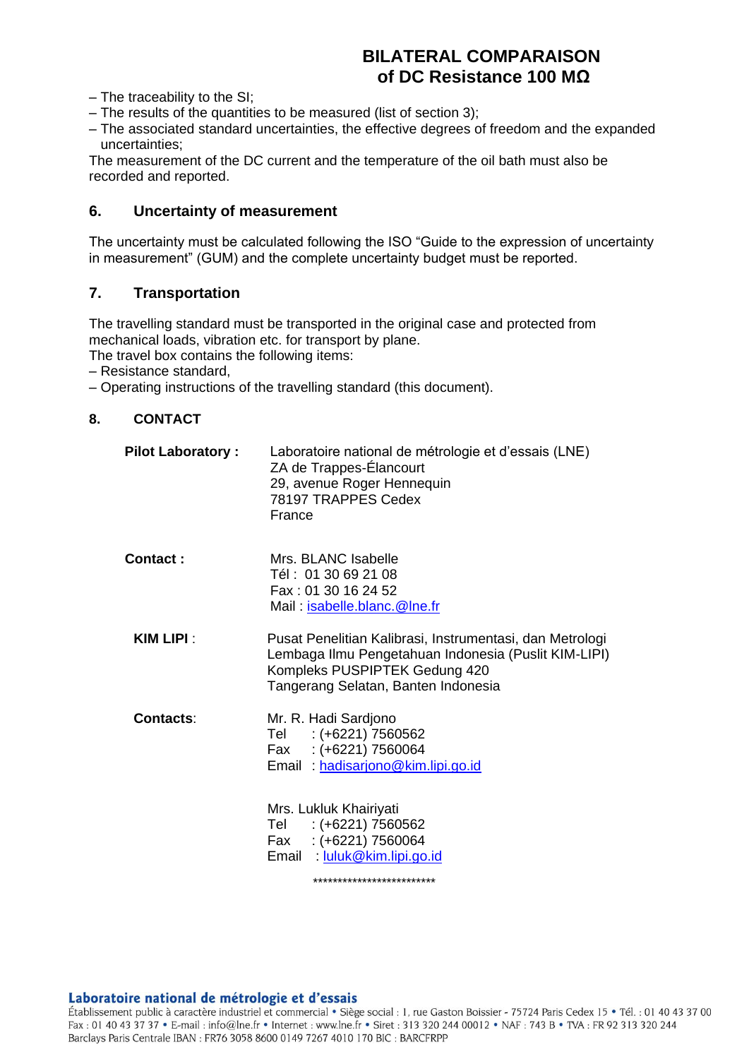– The traceability to the SI;
– The results of the quantities to be measured (list of section 3);
– The associated standard uncertainties, the effective degrees of freedom and the expanded uncertainties;

The measurement of the DC current and the temperature of the oil bath must also be recorded and reported.

## 6. Uncertainty of measurement

The uncertainty must be calculated following the ISO “Guide to the expression of uncertainty in measurement” (GUM) and the complete uncertainty budget must be reported.

## 7. Transportation

The travelling standard must be transported in the original case and protected from mechanical loads, vibration etc. for transport by plane.
The travel box contains the following items:
– Resistance standard,
– Operating instructions of the travelling standard (this document).

## 8. CONTACT

**Pilot Laboratory :**

Laboratoire national de métrologie et d’essais (LNE)
ZA de Trappes-Élancourt
29, avenue Roger Hennequin
78197 TRAPPES Cedex
France

**Contact :**

Mrs. BLANC Isabelle
Tél : 01 30 69 21 08
Fax : 01 30 16 24 52
Mail : isabelle.blanc.@lne.fr

**KIM LIPI** :

Pusat Penelitian Kalibrasi, Instrumentasi, dan Metrologi
Lembaga Ilmu Pengetahuan Indonesia (Puslit KIM-LIPI)
Kompleks PUSPIPTEK Gedung 420
Tangerang Selatan, Banten Indonesia

**Contacts**:

Mr. R. Hadi Sardjono
Tel : (+6221) 7560562
Fax : (+6221) 7560064
Email : hadisarjono@kim.lipi.go.id

Mrs. Lukluk Khairiyati
Tel : (+6221) 7560562
Fax : (+6221) 7560064
Email : luluk@kim.lipi.go.id

*************************